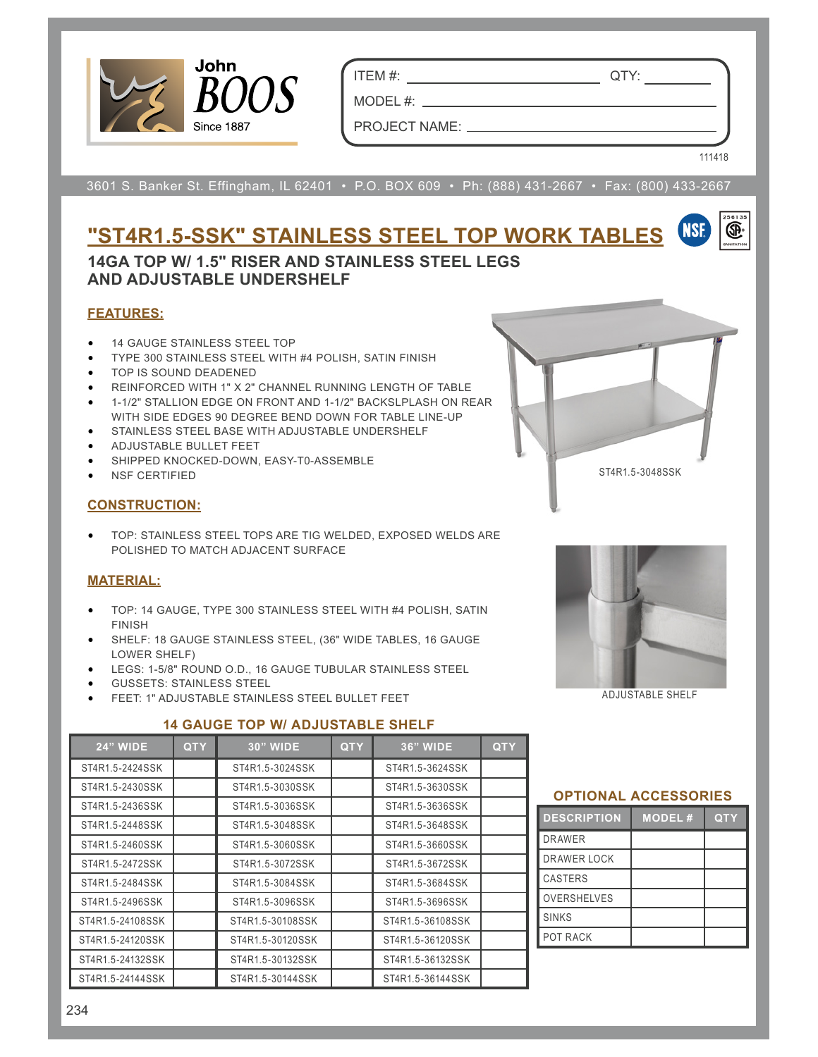John BOOS Since 1887

ITEM #: ______________ QTY: ________

MODEL #: ______________

PROJECT NAME: ______________

111418

3601 S. Banker St. Effingham, IL 62401 • P.O. BOX 609 • Ph: (888) 431-2667 • Fax: (800) 433-2667

# "ST4R1.5-SSK" STAINLESS STEEL TOP WORK TABLES

## 14GA TOP W/ 1.5" RISER AND STAINLESS STEEL LEGS AND ADJUSTABLE UNDERSHELF

### FEATURES:

- 14 GAUGE STAINLESS STEEL TOP
- TYPE 300 STAINLESS STEEL WITH #4 POLISH, SATIN FINISH
- TOP IS SOUND DEADENED
- REINFORCED WITH 1" X 2" CHANNEL RUNNING LENGTH OF TABLE
- 1-1/2" STALLION EDGE ON FRONT AND 1-1/2" BACKSLPLASH ON REAR WITH SIDE EDGES 90 DEGREE BEND DOWN FOR TABLE LINE-UP
- STAINLESS STEEL BASE WITH ADJUSTABLE UNDERSHELF
- ADJUSTABLE BULLET FEET
- SHIPPED KNOCKED-DOWN, EASY-T0-ASSEMBLE
- NSF CERTIFIED

ST4R1.5-3048SSK

### CONSTRUCTION:

- TOP: STAINLESS STEEL TOPS ARE TIG WELDED, EXPOSED WELDS ARE POLISHED TO MATCH ADJACENT SURFACE

### MATERIAL:

- TOP: 14 GAUGE, TYPE 300 STAINLESS STEEL WITH #4 POLISH, SATIN FINISH
- SHELF: 18 GAUGE STAINLESS STEEL, (36" WIDE TABLES, 16 GAUGE LOWER SHELF)
- LEGS: 1-5/8" ROUND O.D., 16 GAUGE TUBULAR STAINLESS STEEL
- GUSSETS: STAINLESS STEEL
- FEET: 1" ADJUSTABLE STAINLESS STEEL BULLET FEET

ADJUSTABLE SHELF

### 14 GAUGE TOP W/ ADJUSTABLE SHELF

| 24" WIDE | QTY | 30" WIDE | QTY | 36" WIDE | QTY |
|---|---|---|---|---|---|
| ST4R1.5-2424SSK | | ST4R1.5-3024SSK | | ST4R1.5-3624SSK | |
| ST4R1.5-2430SSK | | ST4R1.5-3030SSK | | ST4R1.5-3630SSK | |
| ST4R1.5-2436SSK | | ST4R1.5-3036SSK | | ST4R1.5-3636SSK | |
| ST4R1.5-2448SSK | | ST4R1.5-3048SSK | | ST4R1.5-3648SSK | |
| ST4R1.5-2460SSK | | ST4R1.5-3060SSK | | ST4R1.5-3660SSK | |
| ST4R1.5-2472SSK | | ST4R1.5-3072SSK | | ST4R1.5-3672SSK | |
| ST4R1.5-2484SSK | | ST4R1.5-3084SSK | | ST4R1.5-3684SSK | |
| ST4R1.5-2496SSK | | ST4R1.5-3096SSK | | ST4R1.5-3696SSK | |
| ST4R1.5-24108SSK | | ST4R1.5-30108SSK | | ST4R1.5-36108SSK | |
| ST4R1.5-24120SSK | | ST4R1.5-30120SSK | | ST4R1.5-36120SSK | |
| ST4R1.5-24132SSK | | ST4R1.5-30132SSK | | ST4R1.5-36132SSK | |
| ST4R1.5-24144SSK | | ST4R1.5-30144SSK | | ST4R1.5-36144SSK | |

### OPTIONAL ACCESSORIES

| DESCRIPTION | MODEL # | QTY |
|---|---|---|
| DRAWER | | |
| DRAWER LOCK | | |
| CASTERS | | |
| OVERSHELVES | | |
| SINKS | | |
| POT RACK | | |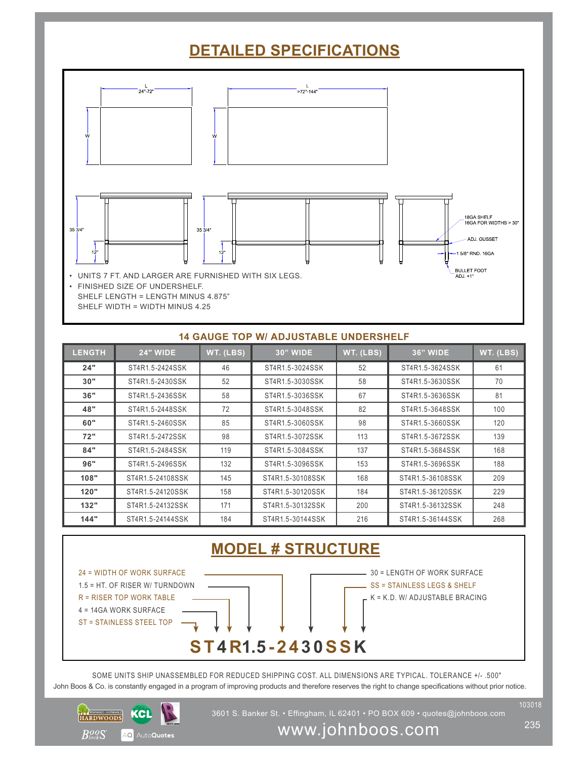# DETAILED SPECIFICATIONS

L
24"-72"

L
>72"-144"

W

35 3/4"

12"

18GA SHELF
16GA FOR WIDTHS > 30"

ADJ. GUSSET

1 5/8" RND. 16GA

BULLET FOOT
ADJ. +1"

- UNITS 7 FT. AND LARGER ARE FURNISHED WITH SIX LEGS.
- FINISHED SIZE OF UNDERSHELF.
  SHELF LENGTH = LENGTH MINUS 4.875"
  SHELF WIDTH = WIDTH MINUS 4.25

### 14 GAUGE TOP W/ ADJUSTABLE UNDERSHELF

| LENGTH | 24" WIDE | WT. (LBS) | 30" WIDE | WT. (LBS) | 36" WIDE | WT. (LBS) |
|---|---|---|---|---|---|---|
| 24" | ST4R1.5-2424SSK | 46 | ST4R1.5-3024SSK | 52 | ST4R1.5-3624SSK | 61 |
| 30" | ST4R1.5-2430SSK | 52 | ST4R1.5-3030SSK | 58 | ST4R1.5-3630SSK | 70 |
| 36" | ST4R1.5-2436SSK | 58 | ST4R1.5-3036SSK | 67 | ST4R1.5-3636SSK | 81 |
| 48" | ST4R1.5-2448SSK | 72 | ST4R1.5-3048SSK | 82 | ST4R1.5-3648SSK | 100 |
| 60" | ST4R1.5-2460SSK | 85 | ST4R1.5-3060SSK | 98 | ST4R1.5-3660SSK | 120 |
| 72" | ST4R1.5-2472SSK | 98 | ST4R1.5-3072SSK | 113 | ST4R1.5-3672SSK | 139 |
| 84" | ST4R1.5-2484SSK | 119 | ST4R1.5-3084SSK | 137 | ST4R1.5-3684SSK | 168 |
| 96" | ST4R1.5-2496SSK | 132 | ST4R1.5-3096SSK | 153 | ST4R1.5-3696SSK | 188 |
| 108" | ST4R1.5-24108SSK | 145 | ST4R1.5-30108SSK | 168 | ST4R1.5-36108SSK | 209 |
| 120" | ST4R1.5-24120SSK | 158 | ST4R1.5-30120SSK | 184 | ST4R1.5-36120SSK | 229 |
| 132" | ST4R1.5-24132SSK | 171 | ST4R1.5-30132SSK | 200 | ST4R1.5-36132SSK | 248 |
| 144" | ST4R1.5-24144SSK | 184 | ST4R1.5-30144SSK | 216 | ST4R1.5-36144SSK | 268 |

# MODEL # STRUCTURE

24 = WIDTH OF WORK SURFACE
1.5 = HT. OF RISER W/ TURNDOWN
R = RISER TOP WORK TABLE
4 = 14GA WORK SURFACE
ST = STAINLESS STEEL TOP

30 = LENGTH OF WORK SURFACE
SS = STAINLESS LEGS & SHELF
K = K.D. W/ ADJUSTABLE BRACING

**ST4R1.5-2430SSK**

SOME UNITS SHIP UNASSEMBLED FOR REDUCED SHIPPING COST. ALL DIMENSIONS ARE TYPICAL. TOLERANCE +/- .500"

John Boos & Co. is constantly engaged in a program of improving products and therefore reserves the right to change specifications without prior notice.

3601 S. Banker St. • Effingham, IL 62401 • PO BOX 609 • quotes@johnboos.com

www.johnboos.com

103018